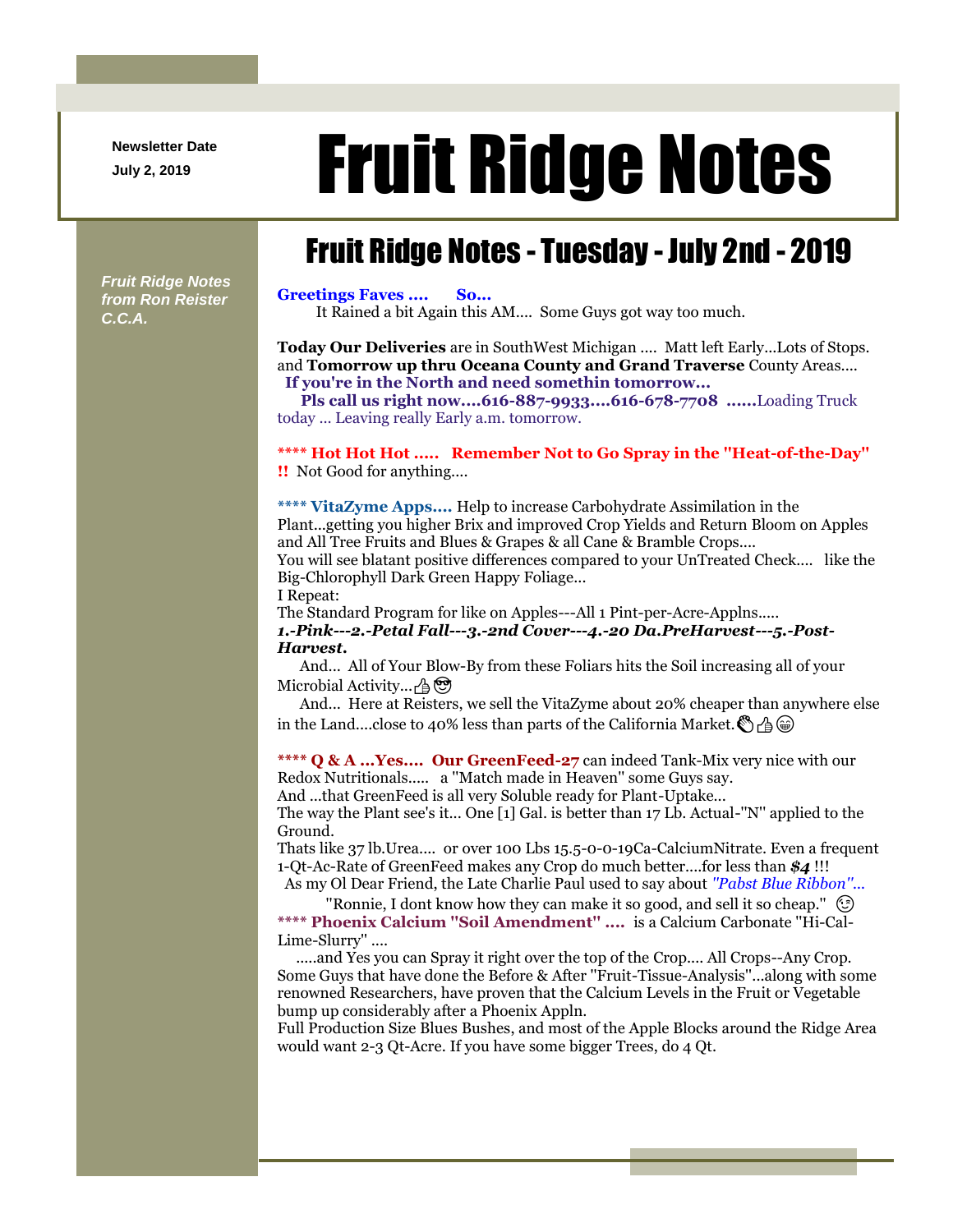Newsletter Date

July 2, 2019

# Fruit Ridge Notes

*Fruit Ridge Notes from Ron Reister C.C.A.*

## Fruit Ridge Notes - Tuesday - July 2nd - 2019

**Greetings Faves .... So...**

It Rained a bit Again this AM.... Some Guys got way too much.

**Today Our Deliveries** are in SouthWest Michigan .... Matt left Early...Lots of Stops. and **Tomorrow up thru Oceana County and Grand Traverse** County Areas....

**If you're in the North and need somethin tomorrow...**

**Pls call us right now....616-887-9933....616-678-7708 ......**Loading Truck today ... Leaving really Early a.m. tomorrow.

**\*\*\*\* Hot Hot Hot ..... Remember Not to Go Spray in the "Heat-of-the-Day" !!** Not Good for anything....

**\*\*\*\* VitaZyme Apps....** Help to increase Carbohydrate Assimilation in the Plant...getting you higher Brix and improved Crop Yields and Return Bloom on Apples and All Tree Fruits and Blues & Grapes & all Cane & Bramble Crops....

You will see blatant positive differences compared to your UnTreated Check.... like the Big-Chlorophyll Dark Green Happy Foliage...

I Repeat:

The Standard Program for like on Apples---All 1 Pint-per-Acre-Applns.....

***1.-Pink---2.-Petal Fall---3.-2nd Cover---4.-20 Da.PreHarvest---5.-Post-Harvest.***

And... All of Your Blow-By from these Foliars hits the Soil increasing all of your Microbial Activity...👍😎

And... Here at Reisters, we sell the VitaZyme about 20% cheaper than anywhere else in the Land....close to 40% less than parts of the California Market.👏👍😁

**\*\*\*\* Q & A ...Yes.... Our GreenFeed-27** can indeed Tank-Mix very nice with our Redox Nutritionals..... a "Match made in Heaven" some Guys say.

And ...that GreenFeed is all very Soluble ready for Plant-Uptake...

The way the Plant see's it... One [1] Gal. is better than 17 Lb. Actual-"N" applied to the Ground.

Thats like 37 lb.Urea.... or over 100 Lbs 15.5-0-0-19Ca-CalciumNitrate. Even a frequent 1-Qt-Ac-Rate of GreenFeed makes any Crop do much better....for less than ***$4*** !!!

As my Ol Dear Friend, the Late Charlie Paul used to say about *"Pabst Blue Ribbon"...*

"Ronnie, I dont know how they can make it so good, and sell it so cheap." 😉

**\*\*\*\* Phoenix Calcium "Soil Amendment" ....** is a Calcium Carbonate "Hi-Cal-Lime-Slurry" ....

.....and Yes you can Spray it right over the top of the Crop.... All Crops--Any Crop. Some Guys that have done the Before & After "Fruit-Tissue-Analysis"...along with some renowned Researchers, have proven that the Calcium Levels in the Fruit or Vegetable bump up considerably after a Phoenix Appln.

Full Production Size Blues Bushes, and most of the Apple Blocks around the Ridge Area would want 2-3 Qt-Acre. If you have some bigger Trees, do 4 Qt.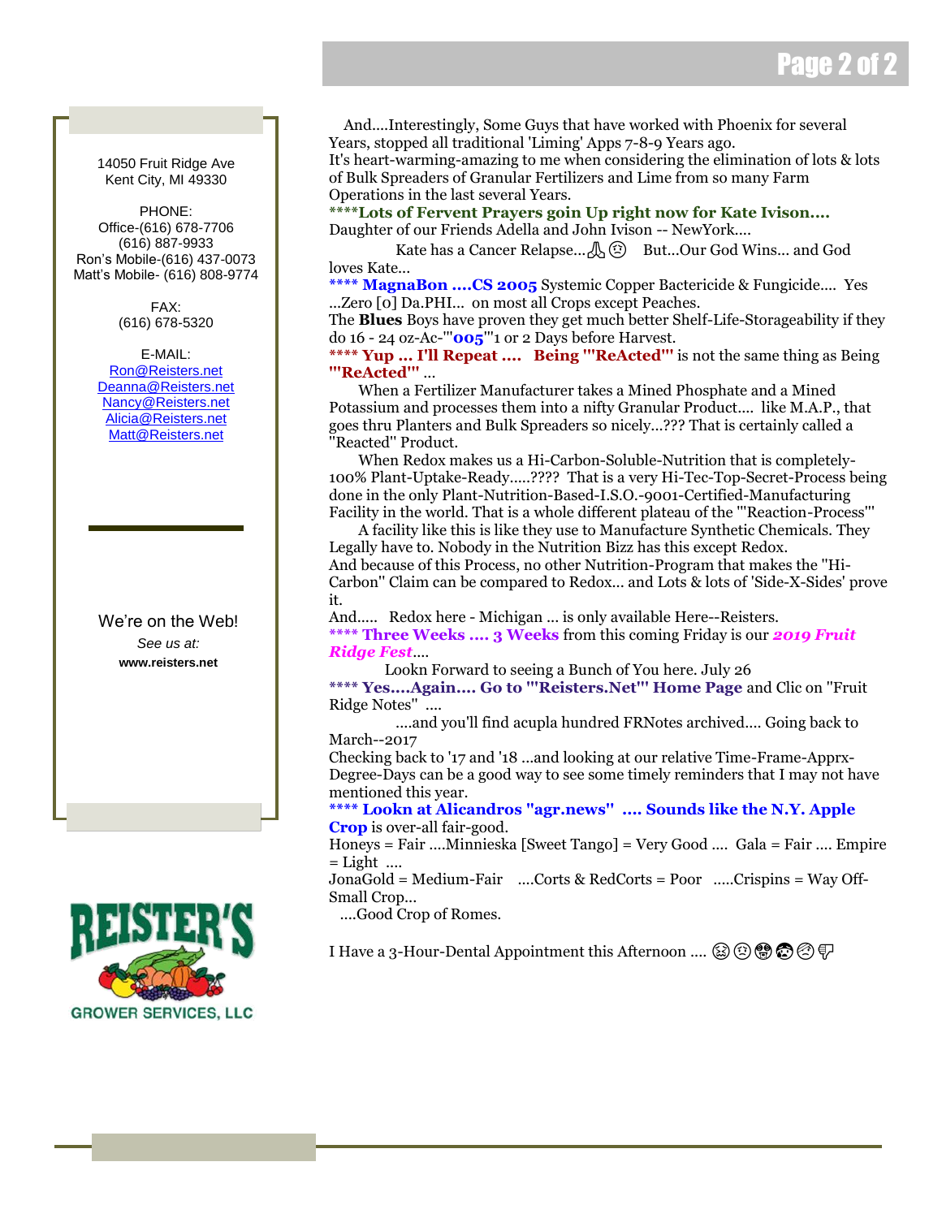14050 Fruit Ridge Ave
Kent City, MI 49330

PHONE:
Office-(616) 678-7706
(616) 887-9933
Ron's Mobile-(616) 437-0073
Matt's Mobile- (616) 808-9774

FAX:
(616) 678-5320

E-MAIL:
Ron@Reisters.net
Deanna@Reisters.net
Nancy@Reisters.net
Alicia@Reisters.net
Matt@Reisters.net

We're on the Web!

*See us at:*

**www.reisters.net**

REISTER'S GROWER SERVICES, LLC

And....Interestingly, Some Guys that have worked with Phoenix for several Years, stopped all traditional 'Liming' Apps 7-8-9 Years ago.
It's heart-warming-amazing to me when considering the elimination of lots & lots of Bulk Spreaders of Granular Fertilizers and Lime from so many Farm Operations in the last several Years.

**\*\*\*\*Lots of Fervent Prayers goin Up right now for Kate Ivison....**
Daughter of our Friends Adella and John Ivison -- NewYork....

Kate has a Cancer Relapse...🙏☹ But...Our God Wins... and God loves Kate...

**\*\*\*\* MagnaBon ....CS 2005** Systemic Copper Bactericide & Fungicide.... Yes ...Zero [0] Da.PHI... on most all Crops except Peaches.
The **Blues** Boys have proven they get much better Shelf-Life-Storageability if they do 16 - 24 oz-Ac-'"**005**"'1 or 2 Days before Harvest.

**\*\*\*\* Yup ... I'll Repeat .... Being "'ReActed"'** is not the same thing as Being **"'ReActed"'** ...

When a Fertilizer Manufacturer takes a Mined Phosphate and a Mined Potassium and processes them into a nifty Granular Product.... like M.A.P., that goes thru Planters and Bulk Spreaders so nicely...??? That is certainly called a "Reacted" Product.

When Redox makes us a Hi-Carbon-Soluble-Nutrition that is completely-100% Plant-Uptake-Ready.....???? That is a very Hi-Tec-Top-Secret-Process being done in the only Plant-Nutrition-Based-I.S.O.-9001-Certified-Manufacturing Facility in the world. That is a whole different plateau of the "'Reaction-Process"'

A facility like this is like they use to Manufacture Synthetic Chemicals. They Legally have to. Nobody in the Nutrition Bizz has this except Redox.
And because of this Process, no other Nutrition-Program that makes the "Hi-Carbon" Claim can be compared to Redox... and Lots & lots of 'Side-X-Sides' prove it.
And..... Redox here - Michigan ... is only available Here--Reisters.

**\*\*\*\* Three Weeks .... 3 Weeks** from this coming Friday is our ***2019 Fruit Ridge Fest***....

Lookn Forward to seeing a Bunch of You here. July 26

**\*\*\*\* Yes....Again.... Go to "'Reisters.Net"' Home Page** and Clic on "Fruit Ridge Notes" ....

....and you'll find acupla hundred FRNotes archived.... Going back to March--2017
Checking back to '17 and '18 ...and looking at our relative Time-Frame-Apprx-Degree-Days can be a good way to see some timely reminders that I may not have mentioned this year.

**\*\*\*\* Lookn at Alicandros "agr.news" .... Sounds like the N.Y. Apple Crop** is over-all fair-good.
Honeys = Fair ....Minnieska [Sweet Tango] = Very Good .... Gala = Fair .... Empire = Light ....
JonaGold = Medium-Fair ....Corts & RedCorts = Poor .....Crispins = Way Off-Small Crop...
....Good Crop of Romes.

I Have a 3-Hour-Dental Appointment this Afternoon .... 😫☹😵😭😢👎